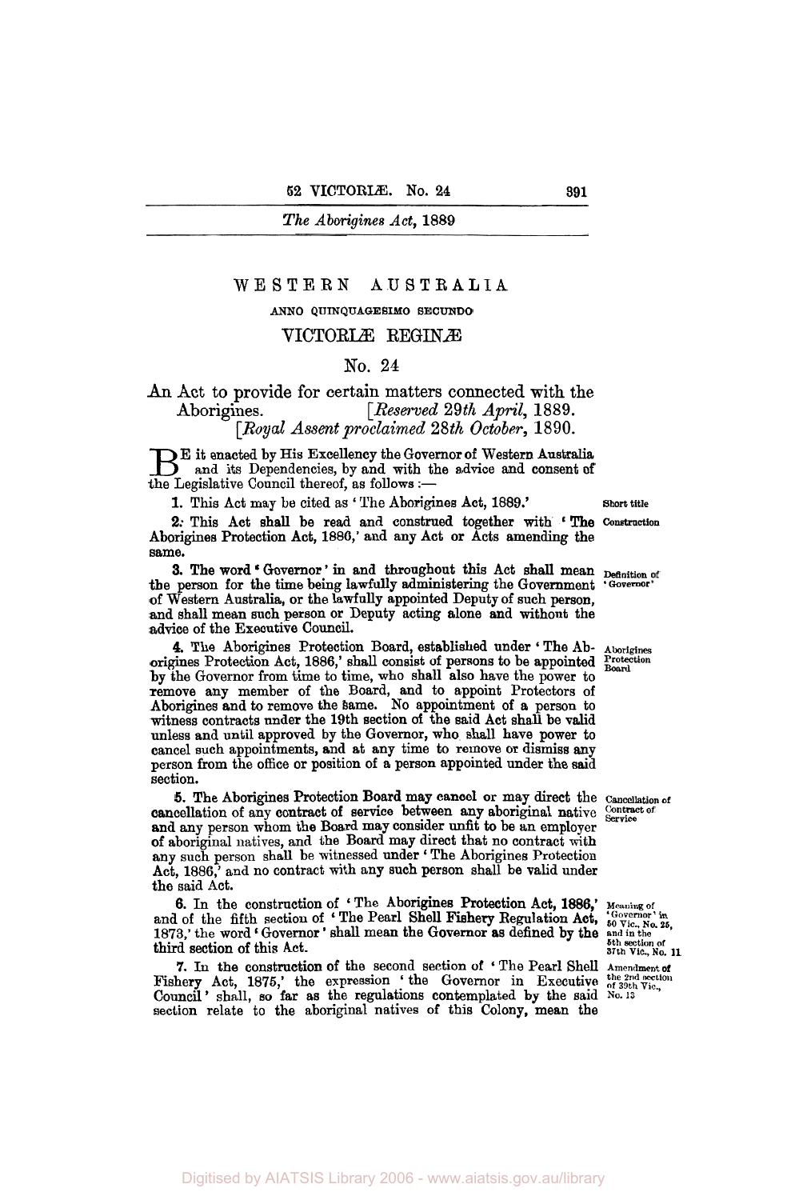# WESTERN AUSTRALIA

ANNO QUINQUAGESIMO SECUNDO

## VICTORIÆ REGINÆ

## No. 24

### An Act to provide for certain matters connected with the Aborigines.

*[Reserved 29th April, 1889.]*
*[Royal Assent proclaimed 28th October, 1890.]*

BE it enacted by His Excellency the Governor of Western Australia and its Dependencies, by and with the advice and consent of the Legislative Council thereof, as follows:—

**Short title**

1. This Act may be cited as 'The Aborigines Act, 1889.'

**Construction**

2. This Act shall be read and construed together with 'The Aborigines Protection Act, 1886,' and any Act or Acts amending the same.

**Definition of 'Governor'**

3. The word 'Governor' in and throughout this Act shall mean the person for the time being lawfully administering the Government of Western Australia, or the lawfully appointed Deputy of such person, and shall mean such person or Deputy acting alone and without the advice of the Executive Council.

**Aborigines Protection Board**

4. The Aborigines Protection Board, established under 'The Aborigines Protection Act, 1886,' shall consist of persons to be appointed by the Governor from time to time, who shall also have the power to remove any member of the Board, and to appoint Protectors of Aborigines and to remove the same. No appointment of a person to witness contracts under the 19th section of the said Act shall be valid unless and until approved by the Governor, who shall have power to cancel such appointments, and at any time to remove or dismiss any person from the office or position of a person appointed under the said section.

**Cancellation of Contract of Service**

5. The Aborigines Protection Board may cancel or may direct the cancellation of any contract of service between any aboriginal native and any person whom the Board may consider unfit to be an employer of aboriginal natives, and the Board may direct that no contract with any such person shall be witnessed under 'The Aborigines Protection Act, 1886,' and no contract with any such person shall be valid under the said Act.

**Meaning of 'Governor' in 50 Vic., No. 25, and in the 5th section of 37th Vic., No. 11**

6. In the construction of 'The Aborigines Protection Act, 1886,' and of the fifth section of 'The Pearl Shell Fishery Regulation Act, 1873,' the word 'Governor' shall mean the Governor as defined by the third section of this Act.

**Amendment of the 2nd section of 39th Vic., No. 13**

7. In the construction of the second section of 'The Pearl Shell Fishery Act, 1875,' the expression 'the Governor in Executive Council' shall, so far as the regulations contemplated by the said section relate to the aboriginal natives of this Colony, mean the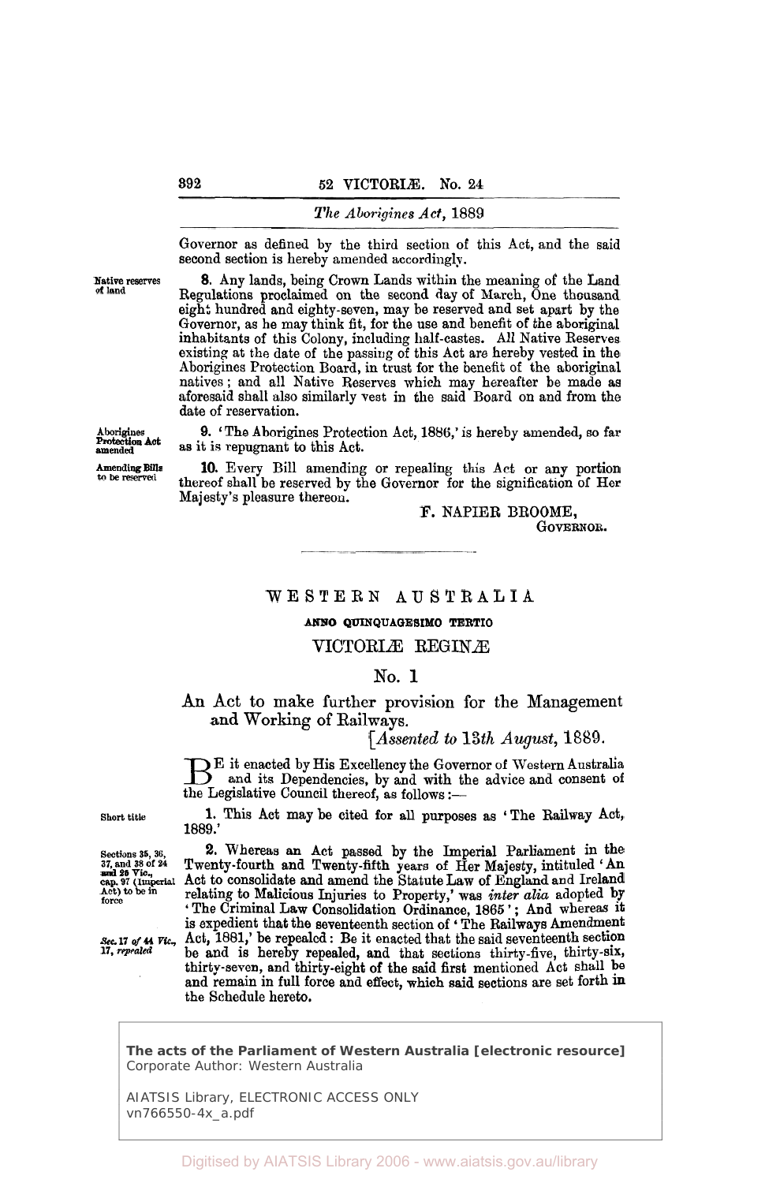Governor as defined by the third section of this Act, and the said second section is hereby amended accordingly.

Native reserves of land

**8.** Any lands, being Crown Lands within the meaning of the Land Regulations proclaimed on the second day of March, One thousand eight hundred and eighty-seven, may be reserved and set apart by the Governor, as he may think fit, for the use and benefit of the aboriginal inhabitants of this Colony, including half-castes. All Native Reserves existing at the date of the passing of this Act are hereby vested in the Aborigines Protection Board, in trust for the benefit of the aboriginal natives; and all Native Reserves which may hereafter be made as aforesaid shall also similarly vest in the said Board on and from the date of reservation.

Aborigines Protection Act amended

**9.** 'The Aborigines Protection Act, 1886,' is hereby amended, so far as it is repugnant to this Act.

Amending Bills to be reserved

**10.** Every Bill amending or repealing this Act or any portion thereof shall be reserved by the Governor for the signification of Her Majesty's pleasure thereon.

F. NAPIER BROOME,
GOVERNOR.

---

# WESTERN AUSTRALIA

## ANNO QUINQUAGESIMO TERTIO

## VICTORIÆ REGINÆ

## No. 1

## An Act to make further provision for the Management and Working of Railways.

*[Assented to 13th August, 1889.*

BE it enacted by His Excellency the Governor of Western Australia and its Dependencies, by and with the advice and consent of the Legislative Council thereof, as follows:—

Short title

**1.** This Act may be cited for all purposes as 'The Railway Act, 1889.'

Sections 35, 36, 37, and 38 of 24 and 25 Vic., cap. 97 (Imperial Act) to be in force

*Sec. 17 of 44 Vic., 17, repealed*

**2.** Whereas an Act passed by the Imperial Parliament in the Twenty-fourth and Twenty-fifth years of Her Majesty, intituled 'An Act to consolidate and amend the Statute Law of England and Ireland relating to Malicious Injuries to Property,' was *inter alia* adopted by 'The Criminal Law Consolidation Ordinance, 1865'; And whereas it is expedient that the seventeenth section of 'The Railways Amendment Act, 1881,' be repealed: Be it enacted that the said seventeenth section be and is hereby repealed, and that sections thirty-five, thirty-six, thirty-seven, and thirty-eight of the said first mentioned Act shall be and remain in full force and effect, which said sections are set forth in the Schedule hereto.